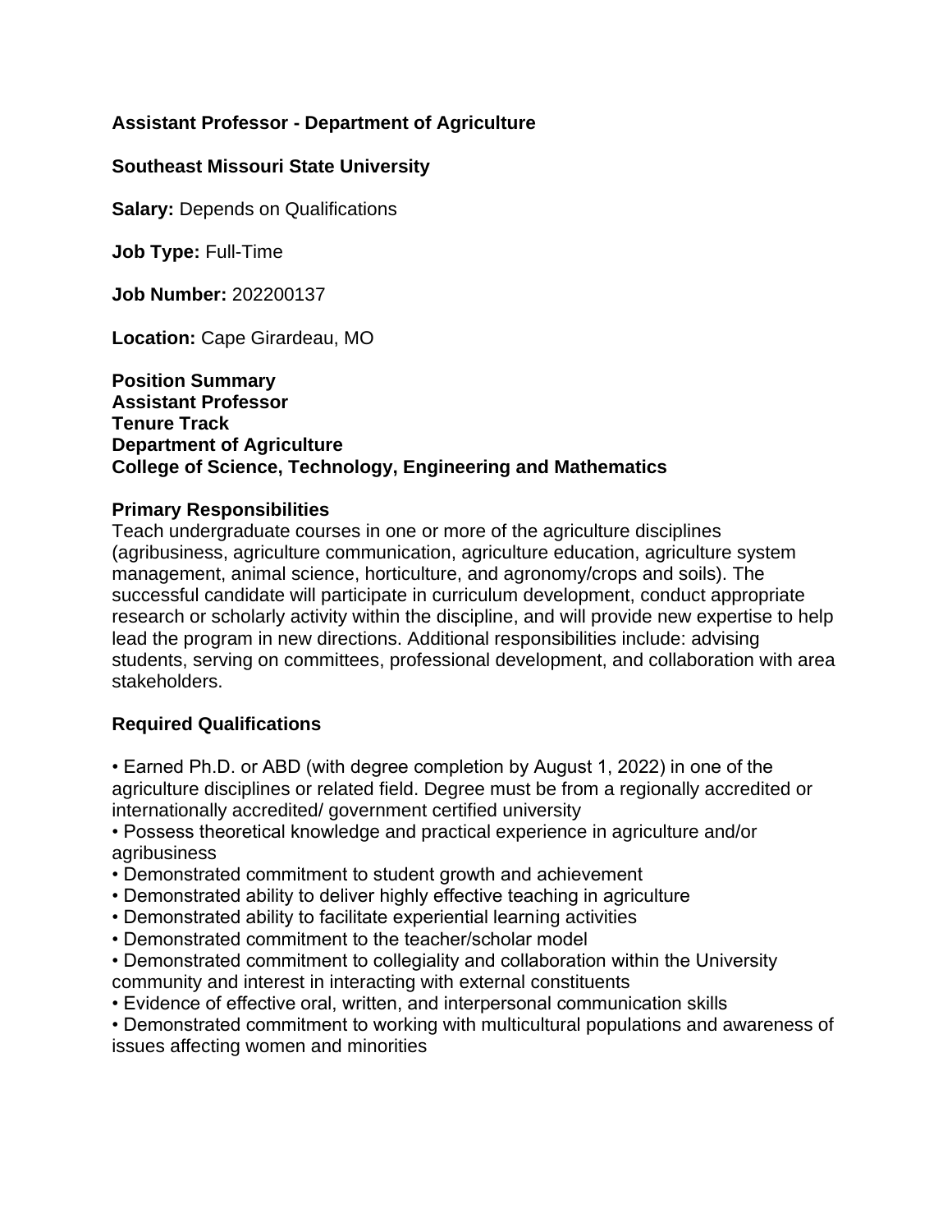**Assistant Professor - Department of Agriculture**

**Southeast Missouri State University**

**Salary:** Depends on Qualifications

**Job Type:** Full-Time

**Job Number:** 202200137

**Location:** Cape Girardeau, MO

**Position Summary**
**Assistant Professor**
**Tenure Track**
**Department of Agriculture**
**College of Science, Technology, Engineering and Mathematics**

**Primary Responsibilities**
Teach undergraduate courses in one or more of the agriculture disciplines (agribusiness, agriculture communication, agriculture education, agriculture system management, animal science, horticulture, and agronomy/crops and soils). The successful candidate will participate in curriculum development, conduct appropriate research or scholarly activity within the discipline, and will provide new expertise to help lead the program in new directions. Additional responsibilities include: advising students, serving on committees, professional development, and collaboration with area stakeholders.

**Required Qualifications**

- Earned Ph.D. or ABD (with degree completion by August 1, 2022) in one of the agriculture disciplines or related field. Degree must be from a regionally accredited or internationally accredited/ government certified university
- Possess theoretical knowledge and practical experience in agriculture and/or agribusiness
- Demonstrated commitment to student growth and achievement
- Demonstrated ability to deliver highly effective teaching in agriculture
- Demonstrated ability to facilitate experiential learning activities
- Demonstrated commitment to the teacher/scholar model
- Demonstrated commitment to collegiality and collaboration within the University community and interest in interacting with external constituents
- Evidence of effective oral, written, and interpersonal communication skills
- Demonstrated commitment to working with multicultural populations and awareness of issues affecting women and minorities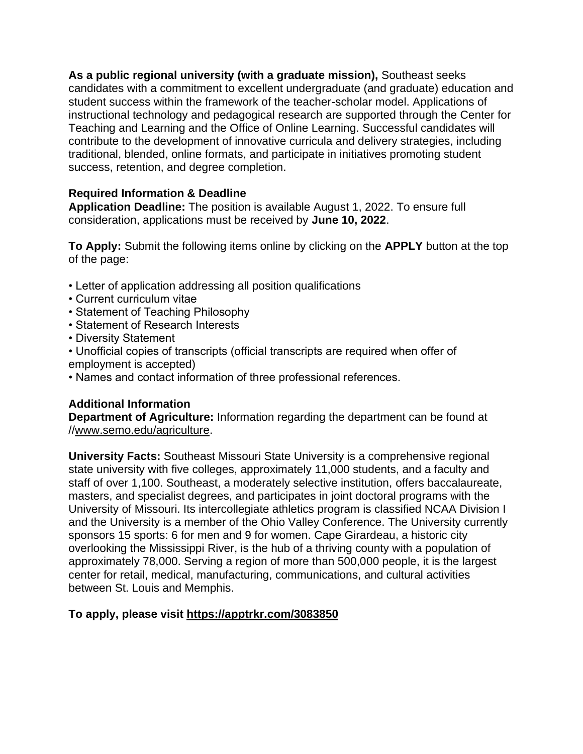**As a public regional university (with a graduate mission),** Southeast seeks candidates with a commitment to excellent undergraduate (and graduate) education and student success within the framework of the teacher-scholar model. Applications of instructional technology and pedagogical research are supported through the Center for Teaching and Learning and the Office of Online Learning. Successful candidates will contribute to the development of innovative curricula and delivery strategies, including traditional, blended, online formats, and participate in initiatives promoting student success, retention, and degree completion.

**Required Information & Deadline**

**Application Deadline:** The position is available August 1, 2022. To ensure full consideration, applications must be received by **June 10, 2022**.

**To Apply:** Submit the following items online by clicking on the **APPLY** button at the top of the page:

- Letter of application addressing all position qualifications
- Current curriculum vitae
- Statement of Teaching Philosophy
- Statement of Research Interests
- Diversity Statement
- Unofficial copies of transcripts (official transcripts are required when offer of employment is accepted)
- Names and contact information of three professional references.

**Additional Information**

**Department of Agriculture:** Information regarding the department can be found at //www.semo.edu/agriculture.

**University Facts:** Southeast Missouri State University is a comprehensive regional state university with five colleges, approximately 11,000 students, and a faculty and staff of over 1,100. Southeast, a moderately selective institution, offers baccalaureate, masters, and specialist degrees, and participates in joint doctoral programs with the University of Missouri. Its intercollegiate athletics program is classified NCAA Division I and the University is a member of the Ohio Valley Conference. The University currently sponsors 15 sports: 6 for men and 9 for women. Cape Girardeau, a historic city overlooking the Mississippi River, is the hub of a thriving county with a population of approximately 78,000. Serving a region of more than 500,000 people, it is the largest center for retail, medical, manufacturing, communications, and cultural activities between St. Louis and Memphis.

**To apply, please visit https://apptrkr.com/3083850**